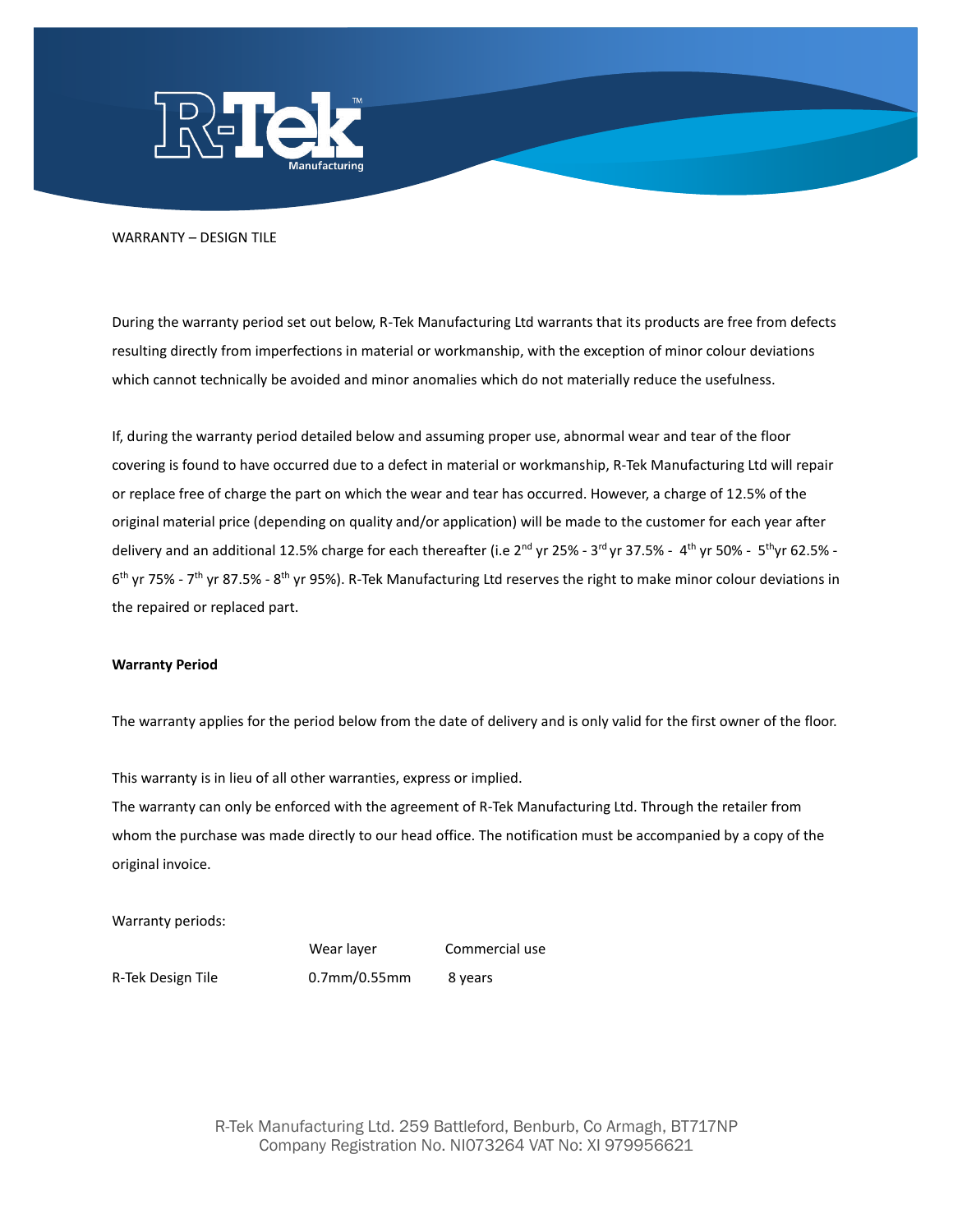WARRANTY – DESIGN TILE

During the warranty period set out below, R-Tek Manufacturing Ltd warrants that its products are free from defects resulting directly from imperfections in material or workmanship, with the exception of minor colour deviations which cannot technically be avoided and minor anomalies which do not materially reduce the usefulness.

If, during the warranty period detailed below and assuming proper use, abnormal wear and tear of the floor covering is found to have occurred due to a defect in material or workmanship, R-Tek Manufacturing Ltd will repair or replace free of charge the part on which the wear and tear has occurred. However, a charge of 12.5% of the original material price (depending on quality and/or application) will be made to the customer for each year after delivery and an additional 12.5% charge for each thereafter (i.e 2nd yr 25% - 3rd yr 37.5% - 4th yr 50% - 5th yr 62.5% - 6th yr 75% - 7th yr 87.5% - 8th yr 95%). R-Tek Manufacturing Ltd reserves the right to make minor colour deviations in the repaired or replaced part.

**Warranty Period**

The warranty applies for the period below from the date of delivery and is only valid for the first owner of the floor.

This warranty is in lieu of all other warranties, express or implied.
The warranty can only be enforced with the agreement of R-Tek Manufacturing Ltd. Through the retailer from whom the purchase was made directly to our head office. The notification must be accompanied by a copy of the original invoice.

Warranty periods:

| | Wear layer | Commercial use |
|---|---|---|
| R-Tek Design Tile | 0.7mm/0.55mm | 8 years |

R-Tek Manufacturing Ltd. 259 Battleford, Benburb, Co Armagh, BT717NP
Company Registration No. NI073264 VAT No: XI 979956621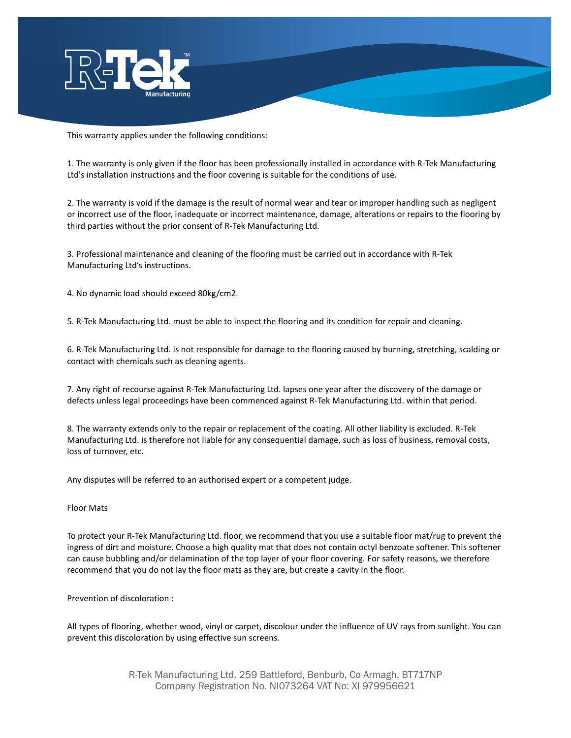This warranty applies under the following conditions:

1. The warranty is only given if the floor has been professionally installed in accordance with R-Tek Manufacturing Ltd's installation instructions and the floor covering is suitable for the conditions of use.

2. The warranty is void if the damage is the result of normal wear and tear or improper handling such as negligent or incorrect use of the floor, inadequate or incorrect maintenance, damage, alterations or repairs to the flooring by third parties without the prior consent of R-Tek Manufacturing Ltd.

3. Professional maintenance and cleaning of the flooring must be carried out in accordance with R-Tek Manufacturing Ltd's instructions.

4. No dynamic load should exceed 80kg/cm2.

5. R-Tek Manufacturing Ltd. must be able to inspect the flooring and its condition for repair and cleaning.

6. R-Tek Manufacturing Ltd. is not responsible for damage to the flooring caused by burning, stretching, scalding or contact with chemicals such as cleaning agents.

7. Any right of recourse against R-Tek Manufacturing Ltd. lapses one year after the discovery of the damage or defects unless legal proceedings have been commenced against R-Tek Manufacturing Ltd. within that period.

8. The warranty extends only to the repair or replacement of the coating. All other liability is excluded. R-Tek Manufacturing Ltd. is therefore not liable for any consequential damage, such as loss of business, removal costs, loss of turnover, etc.

Any disputes will be referred to an authorised expert or a competent judge.

Floor Mats

To protect your R-Tek Manufacturing Ltd. floor, we recommend that you use a suitable floor mat/rug to prevent the ingress of dirt and moisture. Choose a high quality mat that does not contain octyl benzoate softener. This softener can cause bubbling and/or delamination of the top layer of your floor covering. For safety reasons, we therefore recommend that you do not lay the floor mats as they are, but create a cavity in the floor.

Prevention of discoloration :

All types of flooring, whether wood, vinyl or carpet, discolour under the influence of UV rays from sunlight. You can prevent this discoloration by using effective sun screens.

R-Tek Manufacturing Ltd. 259 Battleford, Benburb, Co Armagh, BT717NP
Company Registration No. NI073264 VAT No: XI 979956621